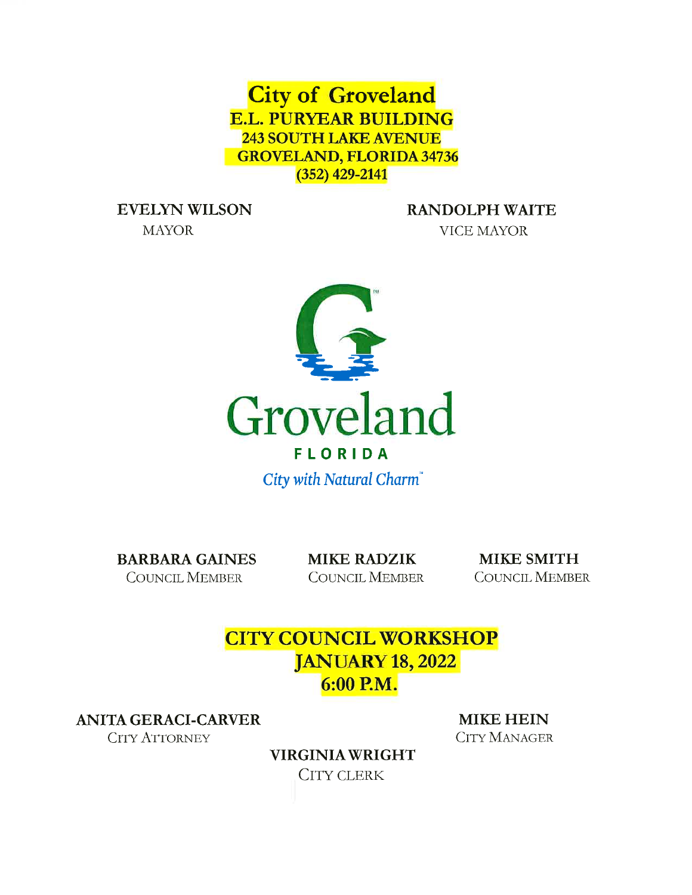# City of Groveland

**E.L. PURYEAR BUILDING**
**243 SOUTH LAKE AVENUE**
**GROVELAND, FLORIDA 34736**
**(352) 429-2141**

**EVELYN WILSON**
MAYOR

**RANDOLPH WAITE**
VICE MAYOR

Groveland
FLORIDA
*City with Natural Charm*

**BARBARA GAINES**
COUNCIL MEMBER

**MIKE RADZIK**
COUNCIL MEMBER

**MIKE SMITH**
COUNCIL MEMBER

## CITY COUNCIL WORKSHOP
## JANUARY 18, 2022
## 6:00 P.M.

**ANITA GERACI-CARVER**
CITY ATTORNEY

**MIKE HEIN**
CITY MANAGER

**VIRGINIA WRIGHT**
CITY CLERK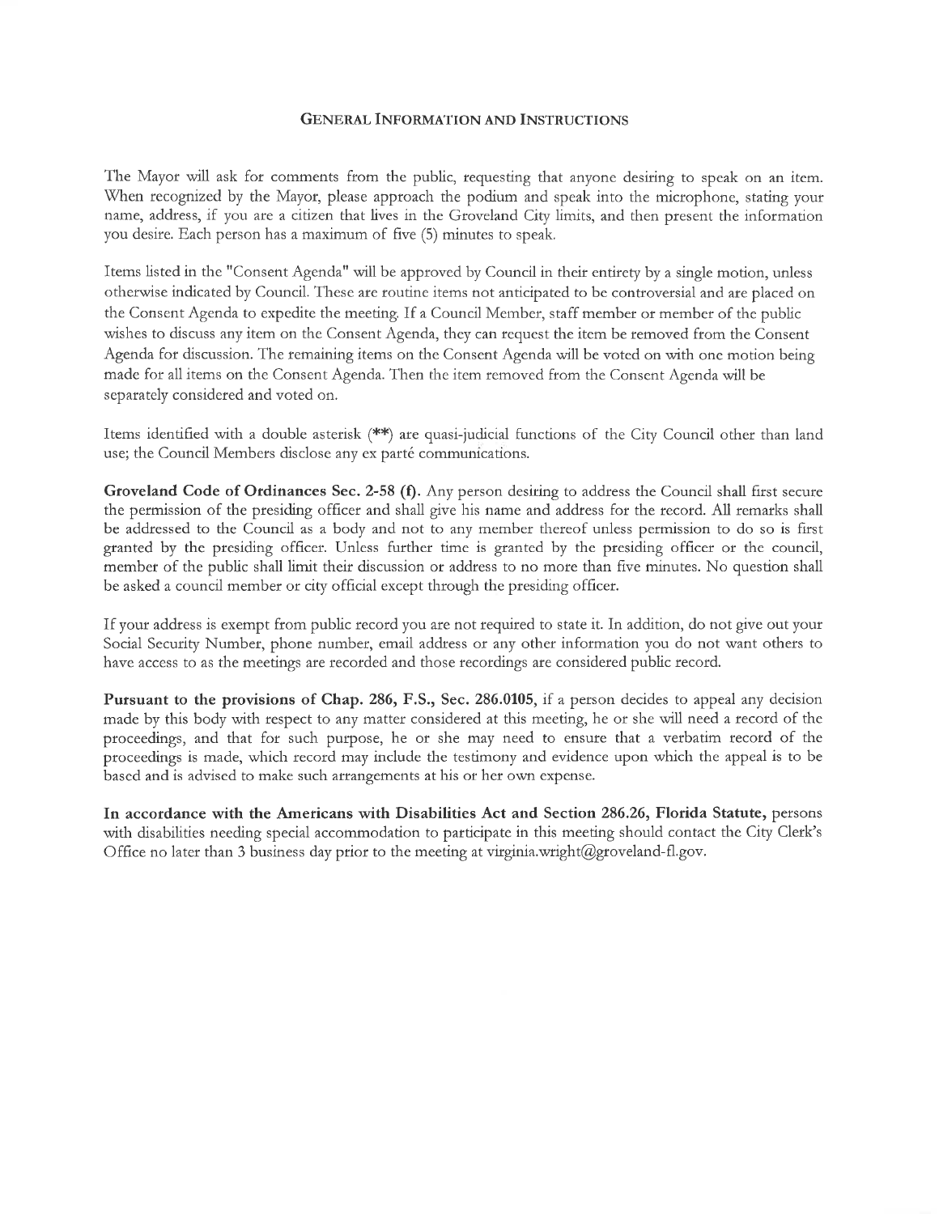## General Information and Instructions

The Mayor will ask for comments from the public, requesting that anyone desiring to speak on an item. When recognized by the Mayor, please approach the podium and speak into the microphone, stating your name, address, if you are a citizen that lives in the Groveland City limits, and then present the information you desire. Each person has a maximum of five (5) minutes to speak.

Items listed in the "Consent Agenda" will be approved by Council in their entirety by a single motion, unless otherwise indicated by Council. These are routine items not anticipated to be controversial and are placed on the Consent Agenda to expedite the meeting. If a Council Member, staff member or member of the public wishes to discuss any item on the Consent Agenda, they can request the item be removed from the Consent Agenda for discussion. The remaining items on the Consent Agenda will be voted on with one motion being made for all items on the Consent Agenda. Then the item removed from the Consent Agenda will be separately considered and voted on.

Items identified with a double asterisk (**) are quasi-judicial functions of the City Council other than land use; the Council Members disclose any ex parté communications.

**Groveland Code of Ordinances Sec. 2-58 (f).** Any person desiring to address the Council shall first secure the permission of the presiding officer and shall give his name and address for the record. All remarks shall be addressed to the Council as a body and not to any member thereof unless permission to do so is first granted by the presiding officer. Unless further time is granted by the presiding officer or the council, member of the public shall limit their discussion or address to no more than five minutes. No question shall be asked a council member or city official except through the presiding officer.

If your address is exempt from public record you are not required to state it. In addition, do not give out your Social Security Number, phone number, email address or any other information you do not want others to have access to as the meetings are recorded and those recordings are considered public record.

**Pursuant to the provisions of Chap. 286, F.S., Sec. 286.0105,** if a person decides to appeal any decision made by this body with respect to any matter considered at this meeting, he or she will need a record of the proceedings, and that for such purpose, he or she may need to ensure that a verbatim record of the proceedings is made, which record may include the testimony and evidence upon which the appeal is to be based and is advised to make such arrangements at his or her own expense.

**In accordance with the Americans with Disabilities Act and Section 286.26, Florida Statute,** persons with disabilities needing special accommodation to participate in this meeting should contact the City Clerk's Office no later than 3 business day prior to the meeting at virginia.wright@groveland-fl.gov.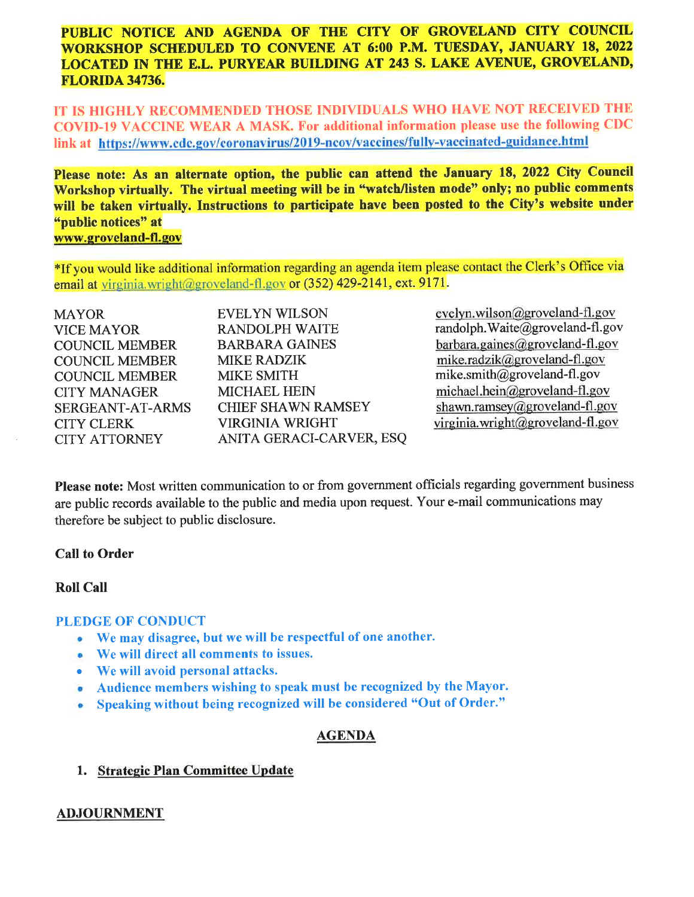**PUBLIC NOTICE AND AGENDA OF THE CITY OF GROVELAND CITY COUNCIL WORKSHOP SCHEDULED TO CONVENE AT 6:00 P.M. TUESDAY, JANUARY 18, 2022 LOCATED IN THE E.L. PURYEAR BUILDING AT 243 S. LAKE AVENUE, GROVELAND, FLORIDA 34736.**

**IT IS HIGHLY RECOMMENDED THOSE INDIVIDUALS WHO HAVE NOT RECEIVED THE COVID-19 VACCINE WEAR A MASK. For additional information please use the following CDC link at https://www.cdc.gov/coronavirus/2019-ncov/vaccines/fully-vaccinated-guidance.html**

**Please note: As an alternate option, the public can attend the January 18, 2022 City Council Workshop virtually. The virtual meeting will be in "watch/listen mode" only; no public comments will be taken virtually. Instructions to participate have been posted to the City's website under "public notices" at www.groveland-fl.gov**

*If you would like additional information regarding an agenda item please contact the Clerk's Office via email at virginia.wright@groveland-fl.gov or (352) 429-2141, ext. 9171.

| | | |
|---|---|---|
| MAYOR | EVELYN WILSON | evelyn.wilson@groveland-fl.gov |
| VICE MAYOR | RANDOLPH WAITE | randolph.Waite@groveland-fl.gov |
| COUNCIL MEMBER | BARBARA GAINES | barbara.gaines@groveland-fl.gov |
| COUNCIL MEMBER | MIKE RADZIK | mike.radzik@groveland-fl.gov |
| COUNCIL MEMBER | MIKE SMITH | mike.smith@groveland-fl.gov |
| CITY MANAGER | MICHAEL HEIN | michael.hein@groveland-fl.gov |
| SERGEANT-AT-ARMS | CHIEF SHAWN RAMSEY | shawn.ramsey@groveland-fl.gov |
| CITY CLERK | VIRGINIA WRIGHT | virginia.wright@groveland-fl.gov |
| CITY ATTORNEY | ANITA GERACI-CARVER, ESQ | |

**Please note:** Most written communication to or from government officials regarding government business are public records available to the public and media upon request. Your e-mail communications may therefore be subject to public disclosure.

**Call to Order**

**Roll Call**

**PLEDGE OF CONDUCT**

- **We may disagree, but we will be respectful of one another.**
- **We will direct all comments to issues.**
- **We will avoid personal attacks.**
- **Audience members wishing to speak must be recognized by the Mayor.**
- **Speaking without being recognized will be considered "Out of Order."**

## AGENDA

1. **Strategic Plan Committee Update**

**ADJOURNMENT**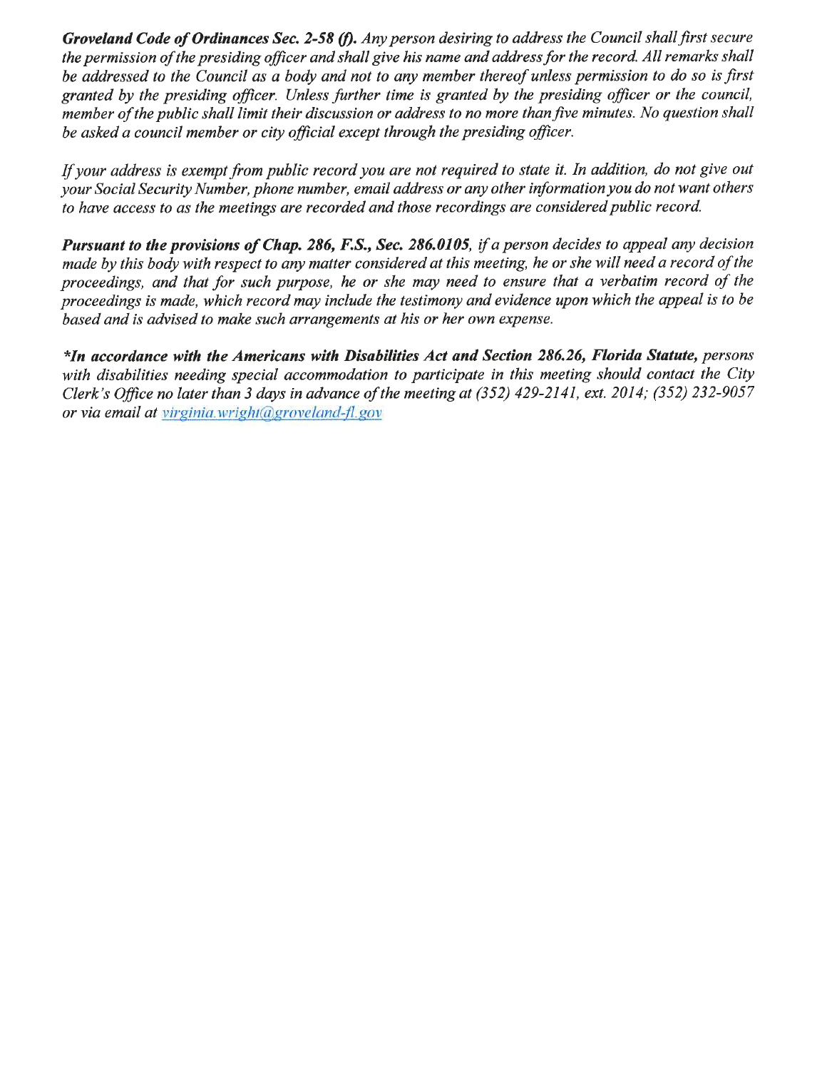***Groveland Code of Ordinances Sec. 2-58 (f).*** *Any person desiring to address the Council shall first secure the permission of the presiding officer and shall give his name and address for the record. All remarks shall be addressed to the Council as a body and not to any member thereof unless permission to do so is first granted by the presiding officer. Unless further time is granted by the presiding officer or the council, member of the public shall limit their discussion or address to no more than five minutes. No question shall be asked a council member or city official except through the presiding officer.*

*If your address is exempt from public record you are not required to state it. In addition, do not give out your Social Security Number, phone number, email address or any other information you do not want others to have access to as the meetings are recorded and those recordings are considered public record.*

***Pursuant to the provisions of Chap. 286, F.S., Sec. 286.0105,*** *if a person decides to appeal any decision made by this body with respect to any matter considered at this meeting, he or she will need a record of the proceedings, and that for such purpose, he or she may need to ensure that a verbatim record of the proceedings is made, which record may include the testimony and evidence upon which the appeal is to be based and is advised to make such arrangements at his or her own expense.*

****In accordance with the Americans with Disabilities Act and Section 286.26, Florida Statute,*** *persons with disabilities needing special accommodation to participate in this meeting should contact the City Clerk's Office no later than 3 days in advance of the meeting at (352) 429-2141, ext. 2014; (352) 232-9057 or via email at virginia.wright@groveland-fl.gov*